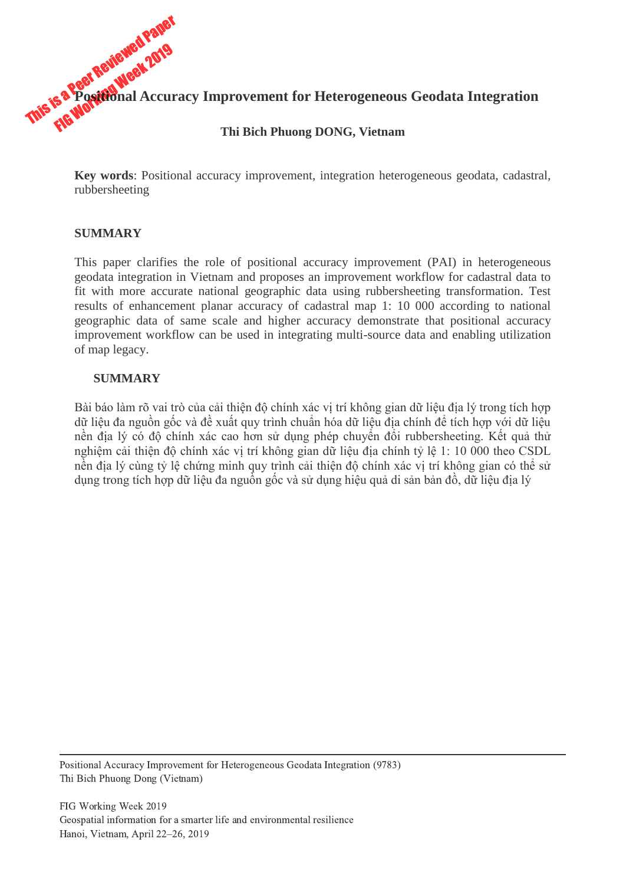This is a Peer Reviewed Paper
FIG Working Week 2019

# Positional Accuracy Improvement for Heterogeneous Geodata Integration

**Thi Bich Phuong DONG, Vietnam**

**Key words**: Positional accuracy improvement, integration heterogeneous geodata, cadastral, rubbersheeting

## SUMMARY

This paper clarifies the role of positional accuracy improvement (PAI) in heterogeneous geodata integration in Vietnam and proposes an improvement workflow for cadastral data to fit with more accurate national geographic data using rubbersheeting transformation. Test results of enhancement planar accuracy of cadastral map 1: 10 000 according to national geographic data of same scale and higher accuracy demonstrate that positional accuracy improvement workflow can be used in integrating multi-source data and enabling utilization of map legacy.

## SUMMARY

Bài báo làm rõ vai trò của cải thiện độ chính xác vị trí không gian dữ liệu địa lý trong tích hợp dữ liệu đa nguồn gốc và đề xuất quy trình chuẩn hóa dữ liệu địa chính để tích hợp với dữ liệu nền địa lý có độ chính xác cao hơn sử dụng phép chuyển đổi rubbersheeting. Kết quả thử nghiệm cải thiện độ chính xác vị trí không gian dữ liệu địa chính tỷ lệ 1: 10 000 theo CSDL nền địa lý cùng tỷ lệ chứng minh quy trình cải thiện độ chính xác vị trí không gian có thể sử dụng trong tích hợp dữ liệu đa nguồn gốc và sử dụng hiệu quả di sản bản đồ, dữ liệu địa lý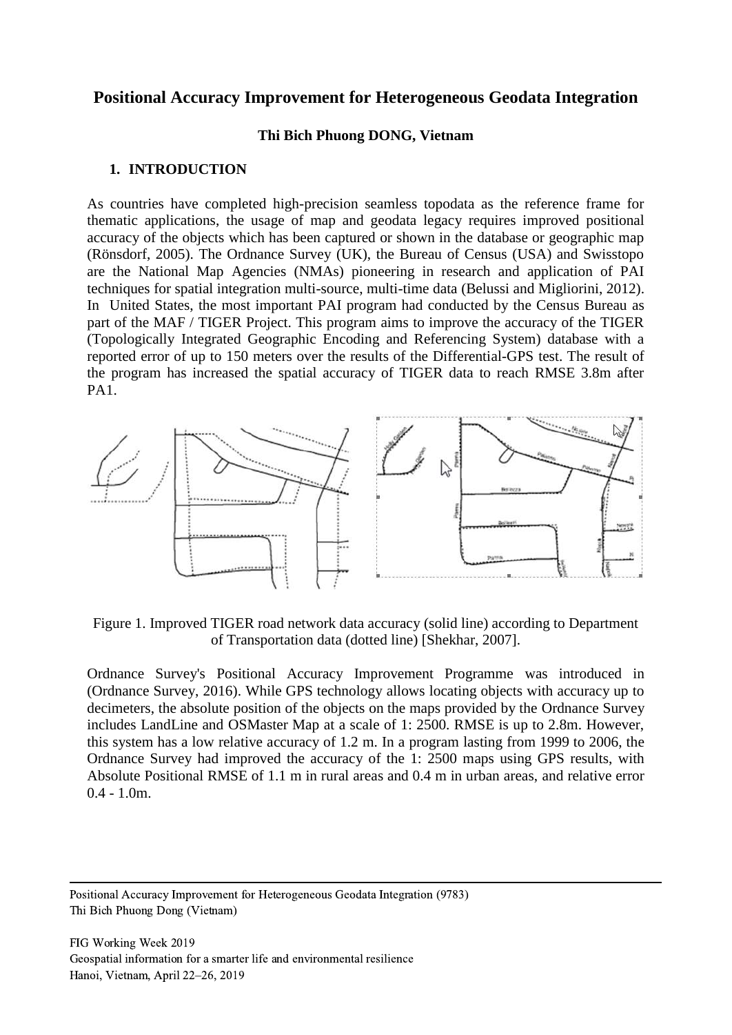# Positional Accuracy Improvement for Heterogeneous Geodata Integration

**Thi Bich Phuong DONG, Vietnam**

## 1. INTRODUCTION

As countries have completed high-precision seamless topodata as the reference frame for thematic applications, the usage of map and geodata legacy requires improved positional accuracy of the objects which has been captured or shown in the database or geographic map (Rönsdorf, 2005). The Ordnance Survey (UK), the Bureau of Census (USA) and Swisstopo are the National Map Agencies (NMAs) pioneering in research and application of PAI techniques for spatial integration multi-source, multi-time data (Belussi and Migliorini, 2012). In United States, the most important PAI program had conducted by the Census Bureau as part of the MAF / TIGER Project. This program aims to improve the accuracy of the TIGER (Topologically Integrated Geographic Encoding and Referencing System) database with a reported error of up to 150 meters over the results of the Differential-GPS test. The result of the program has increased the spatial accuracy of TIGER data to reach RMSE 3.8m after PA1.

Figure 1. Improved TIGER road network data accuracy (solid line) according to Department of Transportation data (dotted line) [Shekhar, 2007].

Ordnance Survey's Positional Accuracy Improvement Programme was introduced in (Ordnance Survey, 2016). While GPS technology allows locating objects with accuracy up to decimeters, the absolute position of the objects on the maps provided by the Ordnance Survey includes LandLine and OSMaster Map at a scale of 1: 2500. RMSE is up to 2.8m. However, this system has a low relative accuracy of 1.2 m. In a program lasting from 1999 to 2006, the Ordnance Survey had improved the accuracy of the 1: 2500 maps using GPS results, with Absolute Positional RMSE of 1.1 m in rural areas and 0.4 m in urban areas, and relative error 0.4 - 1.0m.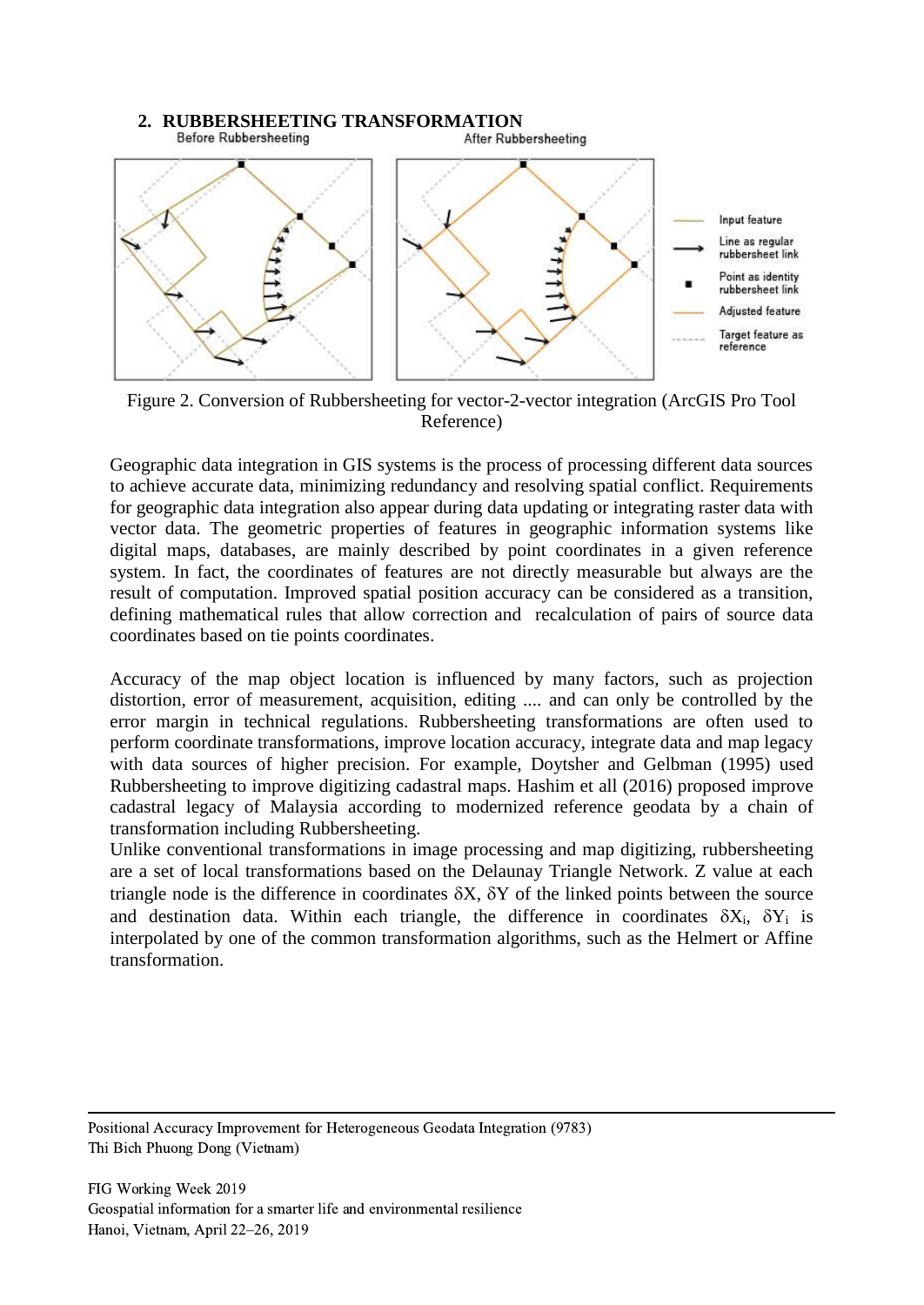## 2. RUBBERSHEETING TRANSFORMATION

Figure 2. Conversion of Rubbersheeting for vector-2-vector integration (ArcGIS Pro Tool Reference)

Geographic data integration in GIS systems is the process of processing different data sources to achieve accurate data, minimizing redundancy and resolving spatial conflict. Requirements for geographic data integration also appear during data updating or integrating raster data with vector data. The geometric properties of features in geographic information systems like digital maps, databases, are mainly described by point coordinates in a given reference system. In fact, the coordinates of features are not directly measurable but always are the result of computation. Improved spatial position accuracy can be considered as a transition, defining mathematical rules that allow correction and recalculation of pairs of source data coordinates based on tie points coordinates.

Accuracy of the map object location is influenced by many factors, such as projection distortion, error of measurement, acquisition, editing .... and can only be controlled by the error margin in technical regulations. Rubbersheeting transformations are often used to perform coordinate transformations, improve location accuracy, integrate data and map legacy with data sources of higher precision. For example, Doytsher and Gelbman (1995) used Rubbersheeting to improve digitizing cadastral maps. Hashim et all (2016) proposed improve cadastral legacy of Malaysia according to modernized reference geodata by a chain of transformation including Rubbersheeting.

Unlike conventional transformations in image processing and map digitizing, rubbersheeting are a set of local transformations based on the Delaunay Triangle Network. Z value at each triangle node is the difference in coordinates $\delta X$, $\delta Y$ of the linked points between the source and destination data. Within each triangle, the difference in coordinates $\delta X_i$, $\delta Y_i$ is interpolated by one of the common transformation algorithms, such as the Helmert or Affine transformation.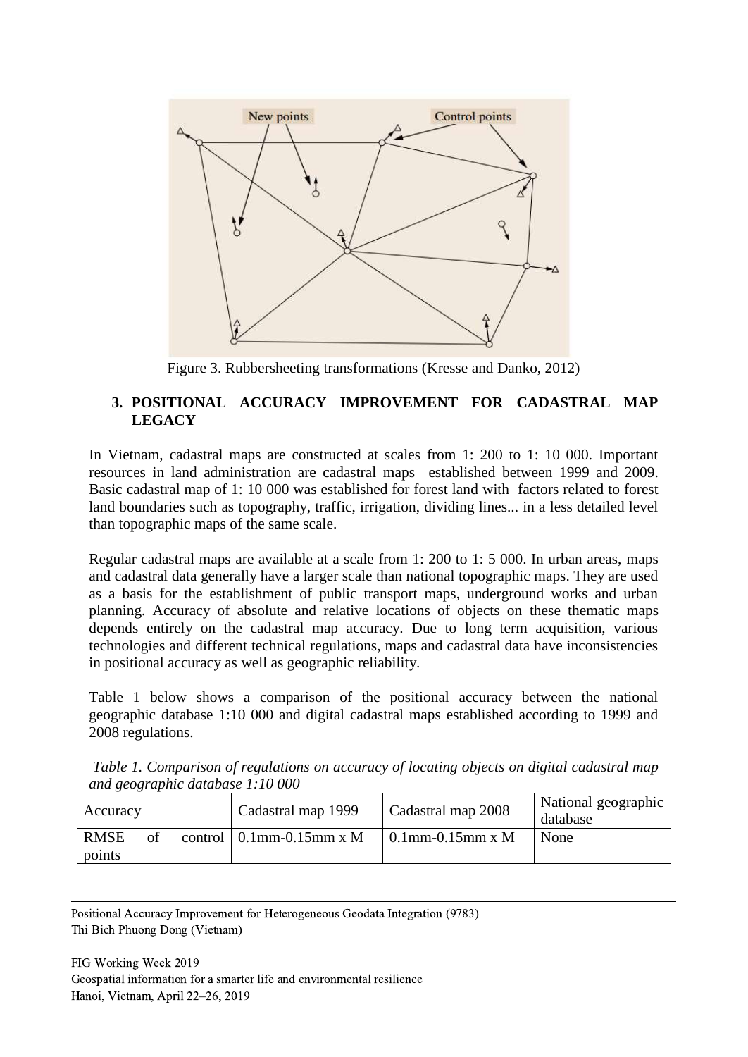Figure 3. Rubbersheeting transformations (Kresse and Danko, 2012)

## 3. POSITIONAL ACCURACY IMPROVEMENT FOR CADASTRAL MAP LEGACY

In Vietnam, cadastral maps are constructed at scales from 1: 200 to 1: 10 000. Important resources in land administration are cadastral maps established between 1999 and 2009. Basic cadastral map of 1: 10 000 was established for forest land with factors related to forest land boundaries such as topography, traffic, irrigation, dividing lines... in a less detailed level than topographic maps of the same scale.

Regular cadastral maps are available at a scale from 1: 200 to 1: 5 000. In urban areas, maps and cadastral data generally have a larger scale than national topographic maps. They are used as a basis for the establishment of public transport maps, underground works and urban planning. Accuracy of absolute and relative locations of objects on these thematic maps depends entirely on the cadastral map accuracy. Due to long term acquisition, various technologies and different technical regulations, maps and cadastral data have inconsistencies in positional accuracy as well as geographic reliability.

Table 1 below shows a comparison of the positional accuracy between the national geographic database 1:10 000 and digital cadastral maps established according to 1999 and 2008 regulations.

*Table 1. Comparison of regulations on accuracy of locating objects on digital cadastral map and geographic database 1:10 000*

| Accuracy | Cadastral map 1999 | Cadastral map 2008 | National geographic database |
|---|---|---|---|
| RMSE of control points | 0.1mm-0.15mm x M | 0.1mm-0.15mm x M | None |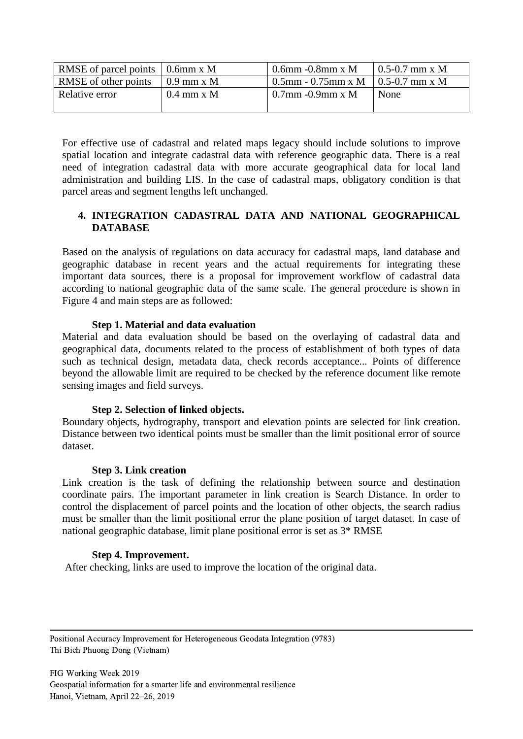| RMSE of parcel points | 0.6mm x M | 0.6mm -0.8mm x M | 0.5-0.7 mm x M |
|---|---|---|---|
| RMSE of other points | 0.9 mm x M | 0.5mm - 0.75mm x M | 0.5-0.7 mm x M |
| Relative error | 0.4 mm x M | 0.7mm -0.9mm x M | None |

For effective use of cadastral and related maps legacy should include solutions to improve spatial location and integrate cadastral data with reference geographic data. There is a real need of integration cadastral data with more accurate geographical data for local land administration and building LIS. In the case of cadastral maps, obligatory condition is that parcel areas and segment lengths left unchanged.

## 4. INTEGRATION CADASTRAL DATA AND NATIONAL GEOGRAPHICAL DATABASE

Based on the analysis of regulations on data accuracy for cadastral maps, land database and geographic database in recent years and the actual requirements for integrating these important data sources, there is a proposal for improvement workflow of cadastral data according to national geographic data of the same scale. The general procedure is shown in Figure 4 and main steps are as followed:

**Step 1. Material and data evaluation**

Material and data evaluation should be based on the overlaying of cadastral data and geographical data, documents related to the process of establishment of both types of data such as technical design, metadata data, check records acceptance... Points of difference beyond the allowable limit are required to be checked by the reference document like remote sensing images and field surveys.

**Step 2. Selection of linked objects.**

Boundary objects, hydrography, transport and elevation points are selected for link creation. Distance between two identical points must be smaller than the limit positional error of source dataset.

**Step 3. Link creation**

Link creation is the task of defining the relationship between source and destination coordinate pairs. The important parameter in link creation is Search Distance. In order to control the displacement of parcel points and the location of other objects, the search radius must be smaller than the limit positional error the plane position of target dataset. In case of national geographic database, limit plane positional error is set as 3* RMSE

**Step 4. Improvement.**

After checking, links are used to improve the location of the original data.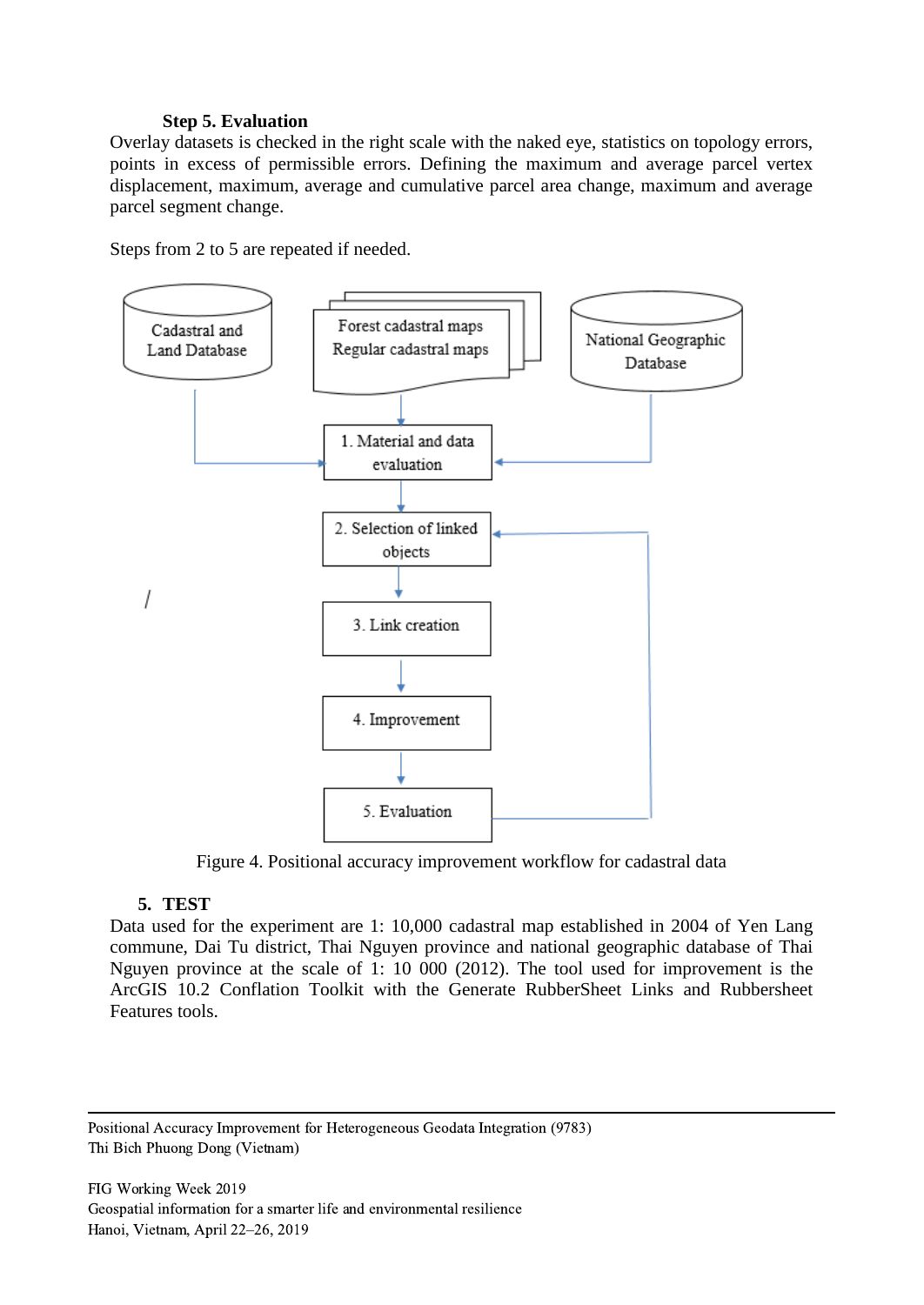**Step 5. Evaluation**

Overlay datasets is checked in the right scale with the naked eye, statistics on topology errors, points in excess of permissible errors. Defining the maximum and average parcel vertex displacement, maximum, average and cumulative parcel area change, maximum and average parcel segment change.

Steps from 2 to 5 are repeated if needed.

Figure 4. Positional accuracy improvement workflow for cadastral data

## 5. TEST

Data used for the experiment are 1: 10,000 cadastral map established in 2004 of Yen Lang commune, Dai Tu district, Thai Nguyen province and national geographic database of Thai Nguyen province at the scale of 1: 10 000 (2012). The tool used for improvement is the ArcGIS 10.2 Conflation Toolkit with the Generate RubberSheet Links and Rubbersheet Features tools.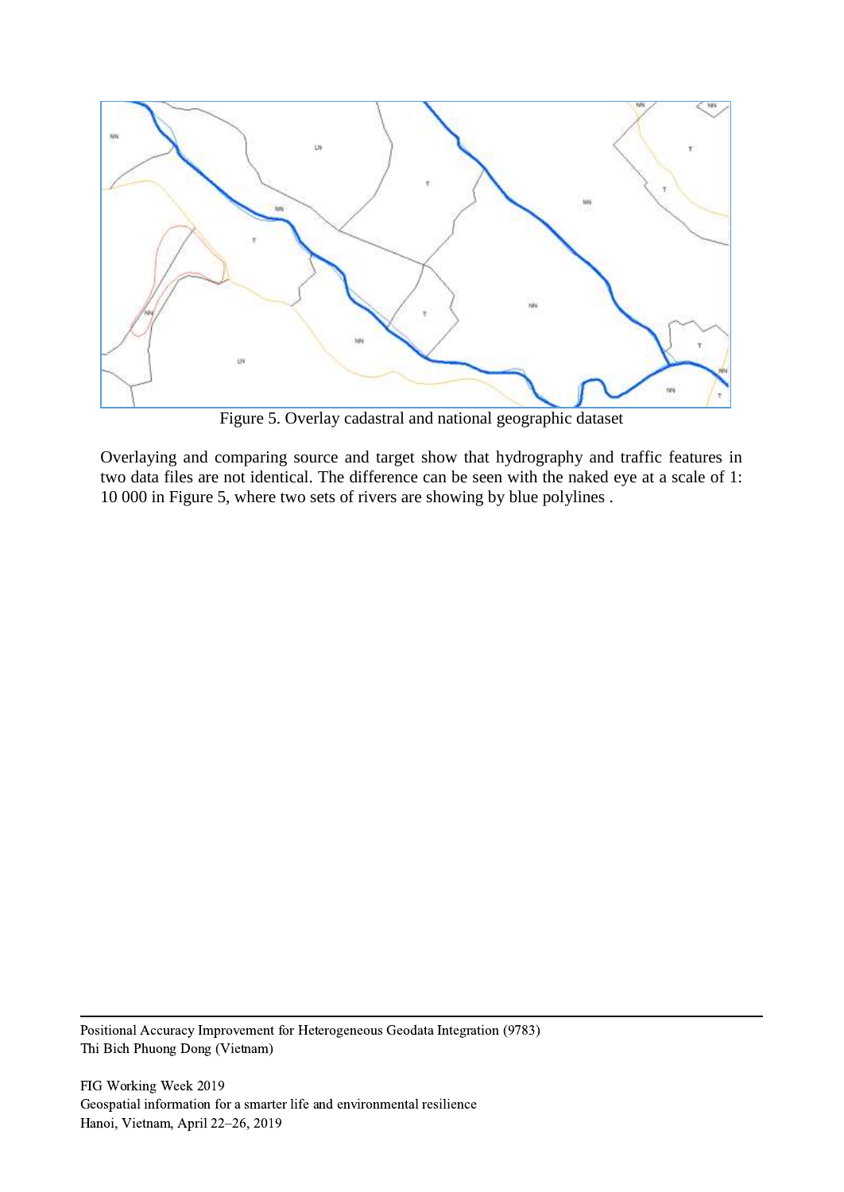Figure 5. Overlay cadastral and national geographic dataset

Overlaying and comparing source and target show that hydrography and traffic features in two data files are not identical. The difference can be seen with the naked eye at a scale of 1: 10 000 in Figure 5, where two sets of rivers are showing by blue polylines .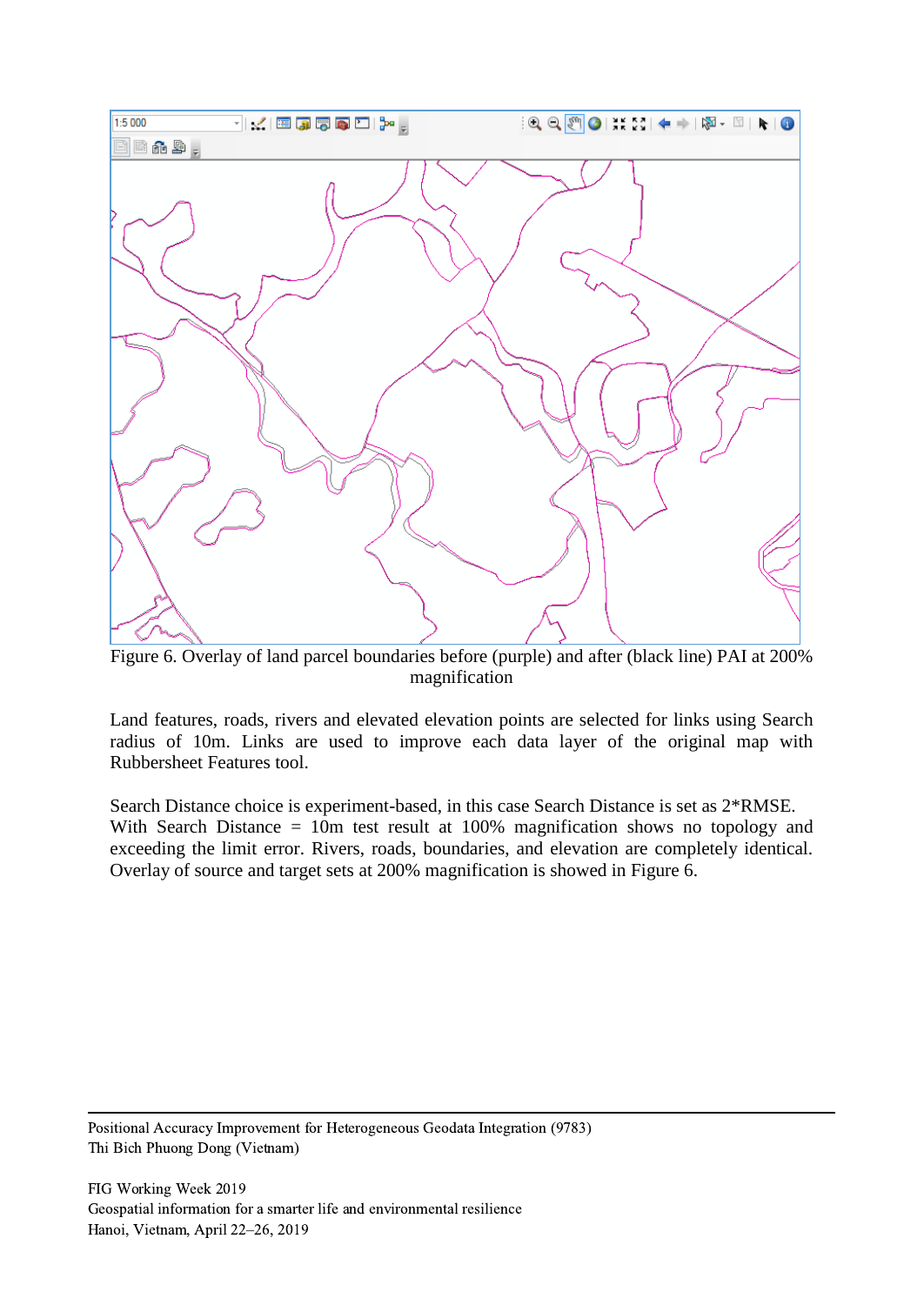Figure 6. Overlay of land parcel boundaries before (purple) and after (black line) PAI at 200% magnification

Land features, roads, rivers and elevated elevation points are selected for links using Search radius of 10m. Links are used to improve each data layer of the original map with Rubbersheet Features tool.

Search Distance choice is experiment-based, in this case Search Distance is set as 2*RMSE. With Search Distance = 10m test result at 100% magnification shows no topology and exceeding the limit error. Rivers, roads, boundaries, and elevation are completely identical. Overlay of source and target sets at 200% magnification is showed in Figure 6.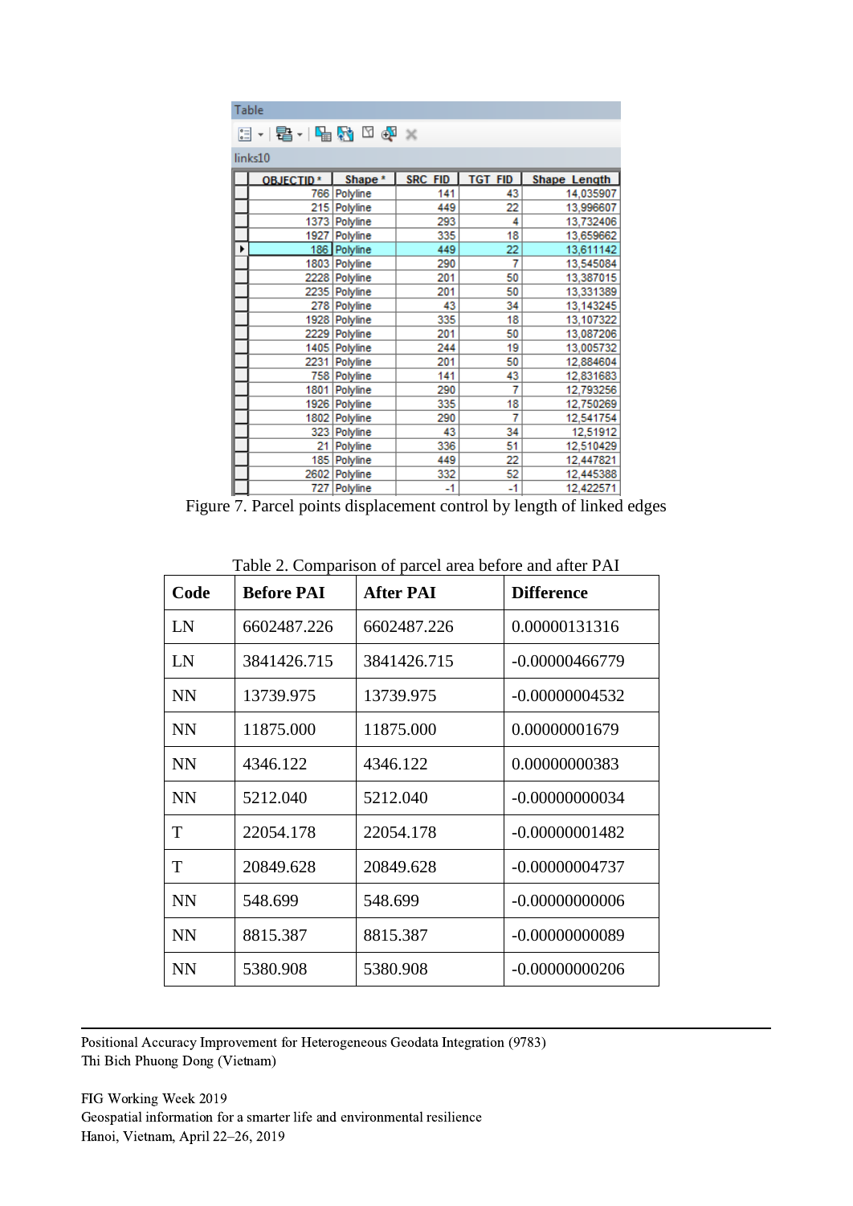Table

links10

| OBJECTID * | Shape * | SRC_FID | TGT_FID | Shape_Length |
|---|---|---|---|---|
| 766 | Polyline | 141 | 43 | 14,035907 |
| 215 | Polyline | 449 | 22 | 13,996607 |
| 1373 | Polyline | 293 | 4 | 13,732406 |
| 1927 | Polyline | 335 | 18 | 13,659662 |
| 186 | Polyline | 449 | 22 | 13,611142 |
| 1803 | Polyline | 290 | 7 | 13,545084 |
| 2228 | Polyline | 201 | 50 | 13,387015 |
| 2235 | Polyline | 201 | 50 | 13,331389 |
| 278 | Polyline | 43 | 34 | 13,143245 |
| 1928 | Polyline | 335 | 18 | 13,107322 |
| 2229 | Polyline | 201 | 50 | 13,087206 |
| 1405 | Polyline | 244 | 19 | 13,005732 |
| 2231 | Polyline | 201 | 50 | 12,884604 |
| 758 | Polyline | 141 | 43 | 12,831683 |
| 1801 | Polyline | 290 | 7 | 12,793256 |
| 1926 | Polyline | 335 | 18 | 12,750269 |
| 1802 | Polyline | 290 | 7 | 12,541754 |
| 323 | Polyline | 43 | 34 | 12,51912 |
| 21 | Polyline | 336 | 51 | 12,510429 |
| 185 | Polyline | 449 | 22 | 12,447821 |
| 2602 | Polyline | 332 | 52 | 12,445388 |
| 727 | Polyline | -1 | -1 | 12,422571 |

Figure 7. Parcel points displacement control by length of linked edges

Table 2. Comparison of parcel area before and after PAI

| Code | Before PAI | After PAI | Difference |
|---|---|---|---|
| LN | 6602487.226 | 6602487.226 | 0.00000131316 |
| LN | 3841426.715 | 3841426.715 | -0.00000466779 |
| NN | 13739.975 | 13739.975 | -0.00000004532 |
| NN | 11875.000 | 11875.000 | 0.00000001679 |
| NN | 4346.122 | 4346.122 | 0.00000000383 |
| NN | 5212.040 | 5212.040 | -0.00000000034 |
| T | 22054.178 | 22054.178 | -0.00000001482 |
| T | 20849.628 | 20849.628 | -0.00000004737 |
| NN | 548.699 | 548.699 | -0.00000000006 |
| NN | 8815.387 | 8815.387 | -0.00000000089 |
| NN | 5380.908 | 5380.908 | -0.00000000206 |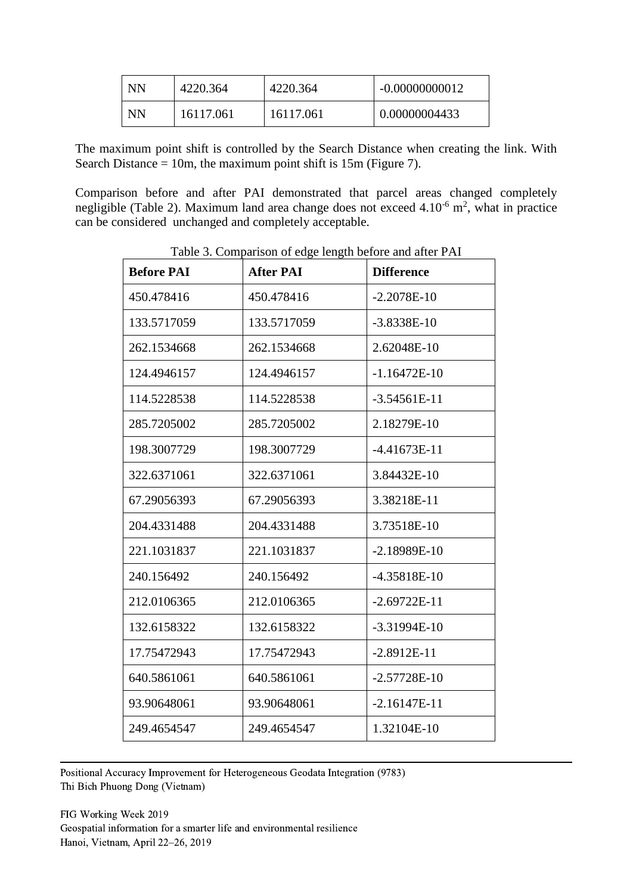| NN | 4220.364 | 4220.364 | -0.00000000012 |
|---|---|---|---|
| NN | 16117.061 | 16117.061 | 0.00000004433 |

The maximum point shift is controlled by the Search Distance when creating the link. With Search Distance = 10m, the maximum point shift is 15m (Figure 7).

Comparison before and after PAI demonstrated that parcel areas changed completely negligible (Table 2). Maximum land area change does not exceed $4.10^{-6}$ $m^2$, what in practice can be considered unchanged and completely acceptable.

Table 3. Comparison of edge length before and after PAI

| **Before PAI** | **After PAI** | **Difference** |
|---|---|---|
| 450.478416 | 450.478416 | -2.2078E-10 |
| 133.5717059 | 133.5717059 | -3.8338E-10 |
| 262.1534668 | 262.1534668 | 2.62048E-10 |
| 124.4946157 | 124.4946157 | -1.16472E-10 |
| 114.5228538 | 114.5228538 | -3.54561E-11 |
| 285.7205002 | 285.7205002 | 2.18279E-10 |
| 198.3007729 | 198.3007729 | -4.41673E-11 |
| 322.6371061 | 322.6371061 | 3.84432E-10 |
| 67.29056393 | 67.29056393 | 3.38218E-11 |
| 204.4331488 | 204.4331488 | 3.73518E-10 |
| 221.1031837 | 221.1031837 | -2.18989E-10 |
| 240.156492 | 240.156492 | -4.35818E-10 |
| 212.0106365 | 212.0106365 | -2.69722E-11 |
| 132.6158322 | 132.6158322 | -3.31994E-10 |
| 17.75472943 | 17.75472943 | -2.8912E-11 |
| 640.5861061 | 640.5861061 | -2.57728E-10 |
| 93.90648061 | 93.90648061 | -2.16147E-11 |
| 249.4654547 | 249.4654547 | 1.32104E-10 |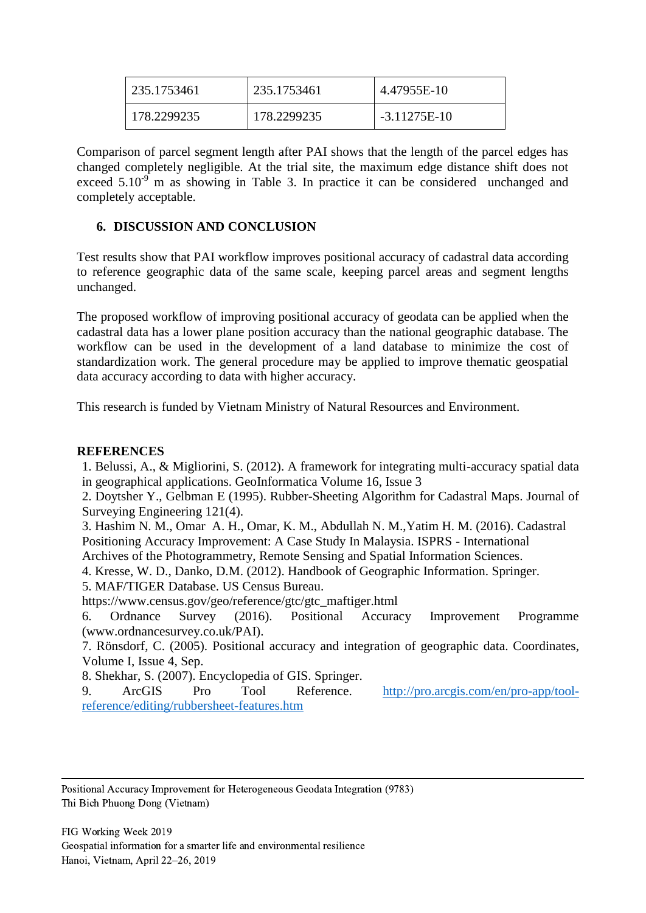| 235.1753461 | 235.1753461 | 4.47955E-10 |
|---|---|---|
| 178.2299235 | 178.2299235 | -3.11275E-10 |

Comparison of parcel segment length after PAI shows that the length of the parcel edges has changed completely negligible. At the trial site, the maximum edge distance shift does not exceed $5.10^{-9}$ m as showing in Table 3. In practice it can be considered unchanged and completely acceptable.

## 6. DISCUSSION AND CONCLUSION

Test results show that PAI workflow improves positional accuracy of cadastral data according to reference geographic data of the same scale, keeping parcel areas and segment lengths unchanged.

The proposed workflow of improving positional accuracy of geodata can be applied when the cadastral data has a lower plane position accuracy than the national geographic database. The workflow can be used in the development of a land database to minimize the cost of standardization work. The general procedure may be applied to improve thematic geospatial data accuracy according to data with higher accuracy.

This research is funded by Vietnam Ministry of Natural Resources and Environment.

## REFERENCES

1. Belussi, A., & Migliorini, S. (2012). A framework for integrating multi-accuracy spatial data in geographical applications. GeoInformatica Volume 16, Issue 3
2. Doytsher Y., Gelbman E (1995). Rubber-Sheeting Algorithm for Cadastral Maps. Journal of Surveying Engineering 121(4).
3. Hashim N. M., Omar A. H., Omar, K. M., Abdullah N. M.,Yatim H. M. (2016). Cadastral Positioning Accuracy Improvement: A Case Study In Malaysia. ISPRS - International Archives of the Photogrammetry, Remote Sensing and Spatial Information Sciences.
4. Kresse, W. D., Danko, D.M. (2012). Handbook of Geographic Information. Springer.
5. MAF/TIGER Database. US Census Bureau. https://www.census.gov/geo/reference/gtc/gtc_maftiger.html
6. Ordnance Survey (2016). Positional Accuracy Improvement Programme (www.ordnancesurvey.co.uk/PAI).
7. Rönsdorf, C. (2005). Positional accuracy and integration of geographic data. Coordinates, Volume I, Issue 4, Sep.
8. Shekhar, S. (2007). Encyclopedia of GIS. Springer.
9. ArcGIS Pro Tool Reference. http://pro.arcgis.com/en/pro-app/tool-reference/editing/rubbersheet-features.htm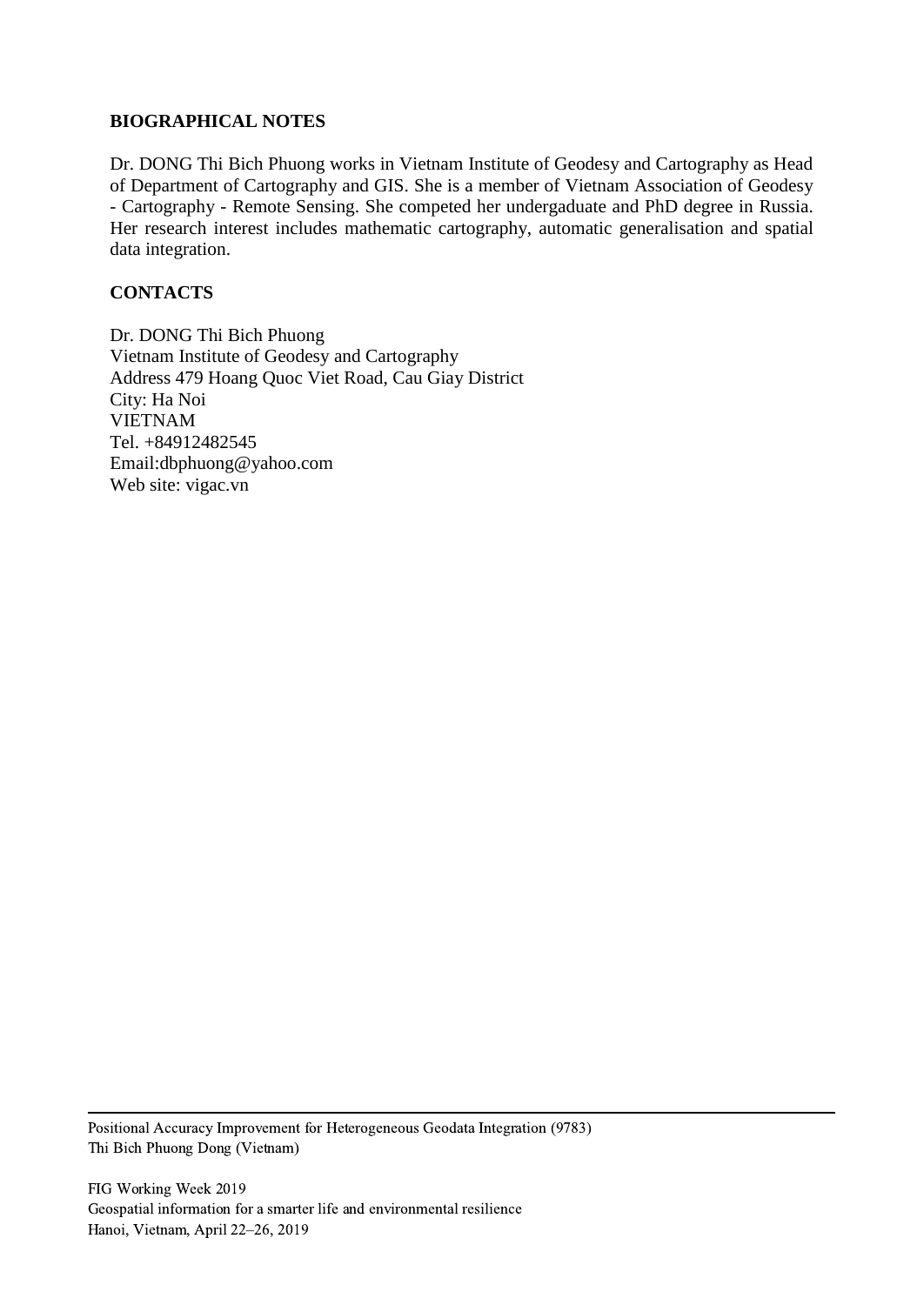## BIOGRAPHICAL NOTES

Dr. DONG Thi Bich Phuong works in Vietnam Institute of Geodesy and Cartography as Head of Department of Cartography and GIS. She is a member of Vietnam Association of Geodesy - Cartography - Remote Sensing. She competed her undergaduate and PhD degree in Russia. Her research interest includes mathematic cartography, automatic generalisation and spatial data integration.

## CONTACTS

Dr. DONG Thi Bich Phuong
Vietnam Institute of Geodesy and Cartography
Address 479 Hoang Quoc Viet Road, Cau Giay District
City: Ha Noi
VIETNAM
Tel. +84912482545
Email:dbphuong@yahoo.com
Web site: vigac.vn